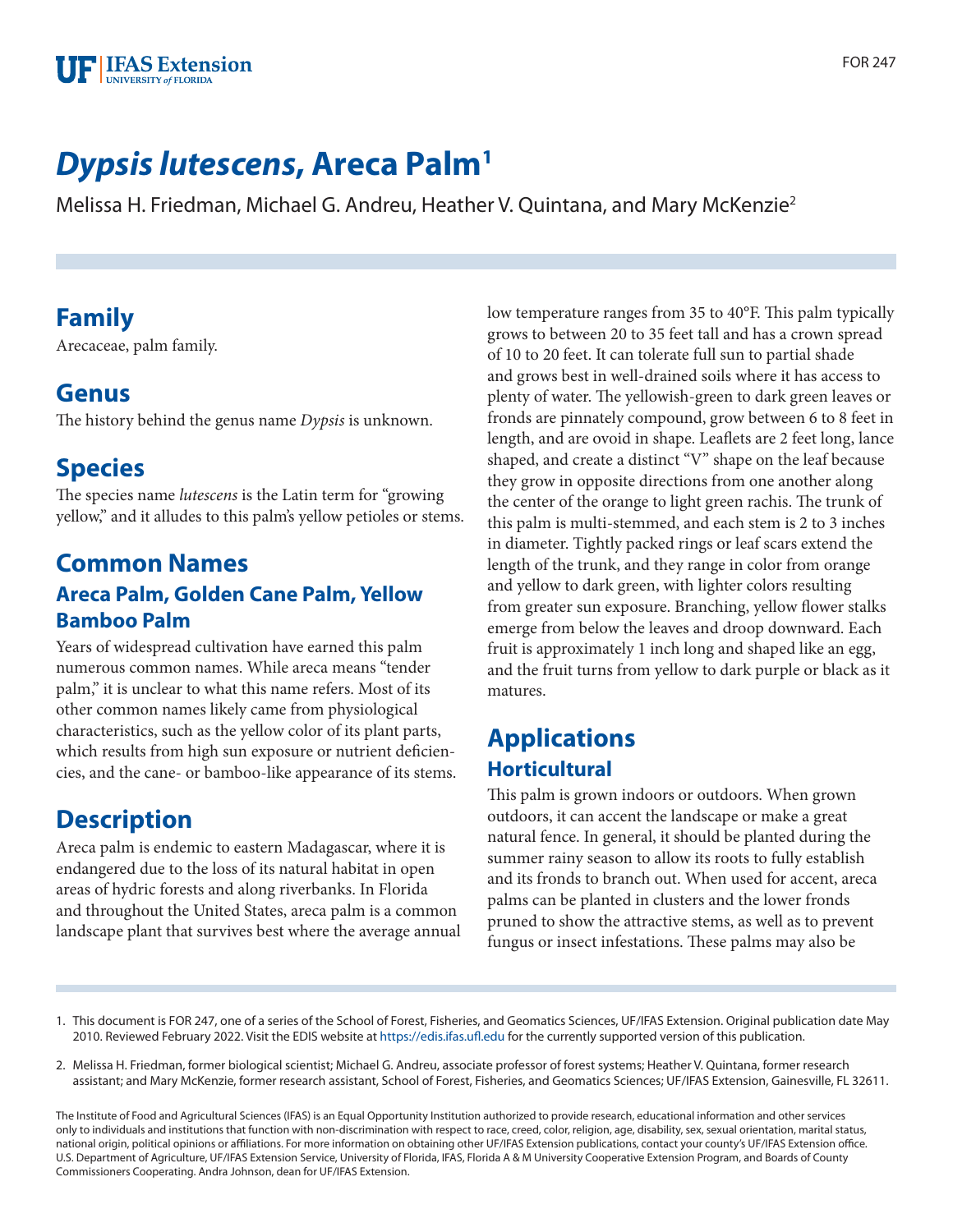# *Dypsis lutescens*, Areca Palm[1]

Melissa H. Friedman, Michael G. Andreu, Heather V. Quintana, and Mary McKenzie[2]

## Family

Arecaceae, palm family.

## Genus

The history behind the genus name *Dypsis* is unknown.

## Species

The species name *lutescens* is the Latin term for "growing yellow," and it alludes to this palm's yellow petioles or stems.

## Common Names

### Areca Palm, Golden Cane Palm, Yellow Bamboo Palm

Years of widespread cultivation have earned this palm numerous common names. While areca means "tender palm," it is unclear to what this name refers. Most of its other common names likely came from physiological characteristics, such as the yellow color of its plant parts, which results from high sun exposure or nutrient deficiencies, and the cane- or bamboo-like appearance of its stems.

## Description

Areca palm is endemic to eastern Madagascar, where it is endangered due to the loss of its natural habitat in open areas of hydric forests and along riverbanks. In Florida and throughout the United States, areca palm is a common landscape plant that survives best where the average annual low temperature ranges from 35 to 40°F. This palm typically grows to between 20 to 35 feet tall and has a crown spread of 10 to 20 feet. It can tolerate full sun to partial shade and grows best in well-drained soils where it has access to plenty of water. The yellowish-green to dark green leaves or fronds are pinnately compound, grow between 6 to 8 feet in length, and are ovoid in shape. Leaflets are 2 feet long, lance shaped, and create a distinct "V" shape on the leaf because they grow in opposite directions from one another along the center of the orange to light green rachis. The trunk of this palm is multi-stemmed, and each stem is 2 to 3 inches in diameter. Tightly packed rings or leaf scars extend the length of the trunk, and they range in color from orange and yellow to dark green, with lighter colors resulting from greater sun exposure. Branching, yellow flower stalks emerge from below the leaves and droop downward. Each fruit is approximately 1 inch long and shaped like an egg, and the fruit turns from yellow to dark purple or black as it matures.

## Applications

### Horticultural

This palm is grown indoors or outdoors. When grown outdoors, it can accent the landscape or make a great natural fence. In general, it should be planted during the summer rainy season to allow its roots to fully establish and its fronds to branch out. When used for accent, areca palms can be planted in clusters and the lower fronds pruned to show the attractive stems, as well as to prevent fungus or insect infestations. These palms may also be

1. This document is FOR 247, one of a series of the School of Forest, Fisheries, and Geomatics Sciences, UF/IFAS Extension. Original publication date May 2010. Reviewed February 2022. Visit the EDIS website at https://edis.ifas.ufl.edu for the currently supported version of this publication.

2. Melissa H. Friedman, former biological scientist; Michael G. Andreu, associate professor of forest systems; Heather V. Quintana, former research assistant; and Mary McKenzie, former research assistant, School of Forest, Fisheries, and Geomatics Sciences; UF/IFAS Extension, Gainesville, FL 32611.

The Institute of Food and Agricultural Sciences (IFAS) is an Equal Opportunity Institution authorized to provide research, educational information and other services only to individuals and institutions that function with non-discrimination with respect to race, creed, color, religion, age, disability, sex, sexual orientation, marital status, national origin, political opinions or affiliations. For more information on obtaining other UF/IFAS Extension publications, contact your county's UF/IFAS Extension office. U.S. Department of Agriculture, UF/IFAS Extension Service, University of Florida, IFAS, Florida A & M University Cooperative Extension Program, and Boards of County Commissioners Cooperating. Andra Johnson, dean for UF/IFAS Extension.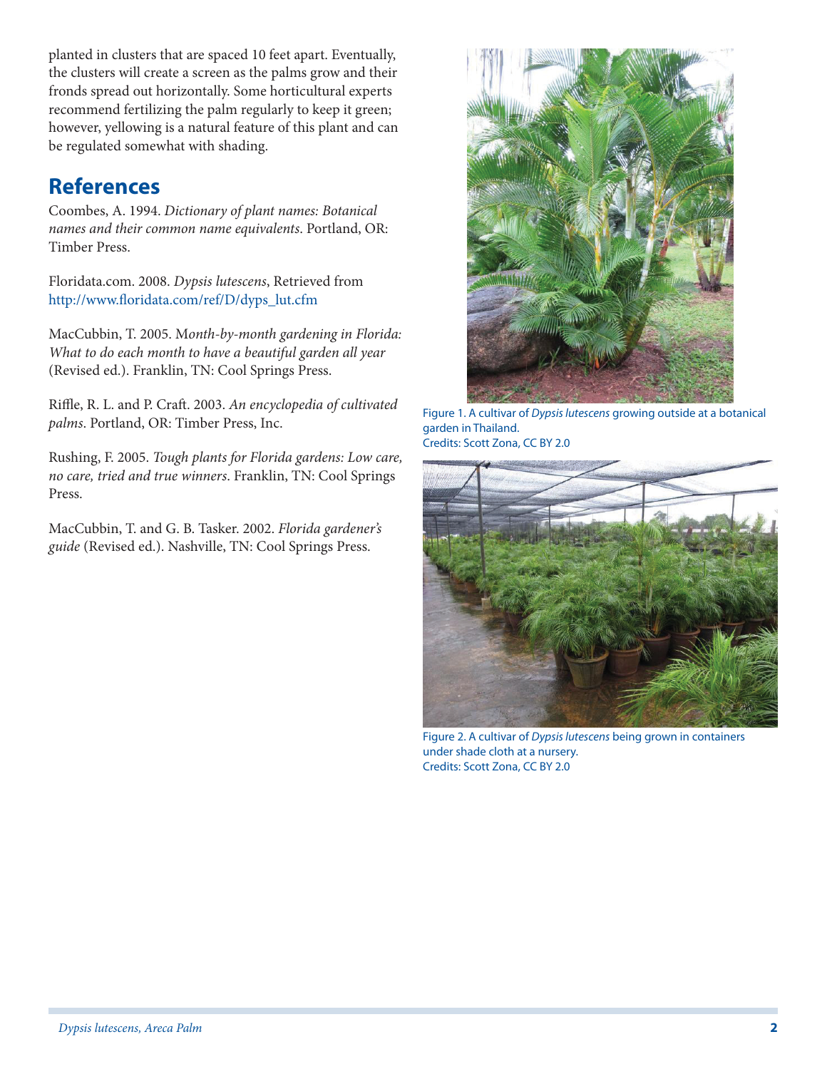planted in clusters that are spaced 10 feet apart. Eventually, the clusters will create a screen as the palms grow and their fronds spread out horizontally. Some horticultural experts recommend fertilizing the palm regularly to keep it green; however, yellowing is a natural feature of this plant and can be regulated somewhat with shading.

## References

Coombes, A. 1994. *Dictionary of plant names: Botanical names and their common name equivalents*. Portland, OR: Timber Press.

Floridata.com. 2008. *Dypsis lutescens*, Retrieved from http://www.floridata.com/ref/D/dyps_lut.cfm

MacCubbin, T. 2005. M*onth-by-month gardening in Florida: What to do each month to have a beautiful garden all year* (Revised ed.). Franklin, TN: Cool Springs Press.

Riffle, R. L. and P. Craft. 2003. *An encyclopedia of cultivated palms*. Portland, OR: Timber Press, Inc.

Rushing, F. 2005. *Tough plants for Florida gardens: Low care, no care, tried and true winners*. Franklin, TN: Cool Springs Press.

MacCubbin, T. and G. B. Tasker. 2002. *Florida gardener's guide* (Revised ed.). Nashville, TN: Cool Springs Press.

Figure 1. A cultivar of *Dypsis lutescens* growing outside at a botanical garden in Thailand.
Credits: Scott Zona, CC BY 2.0

Figure 2. A cultivar of *Dypsis lutescens* being grown in containers under shade cloth at a nursery.
Credits: Scott Zona, CC BY 2.0